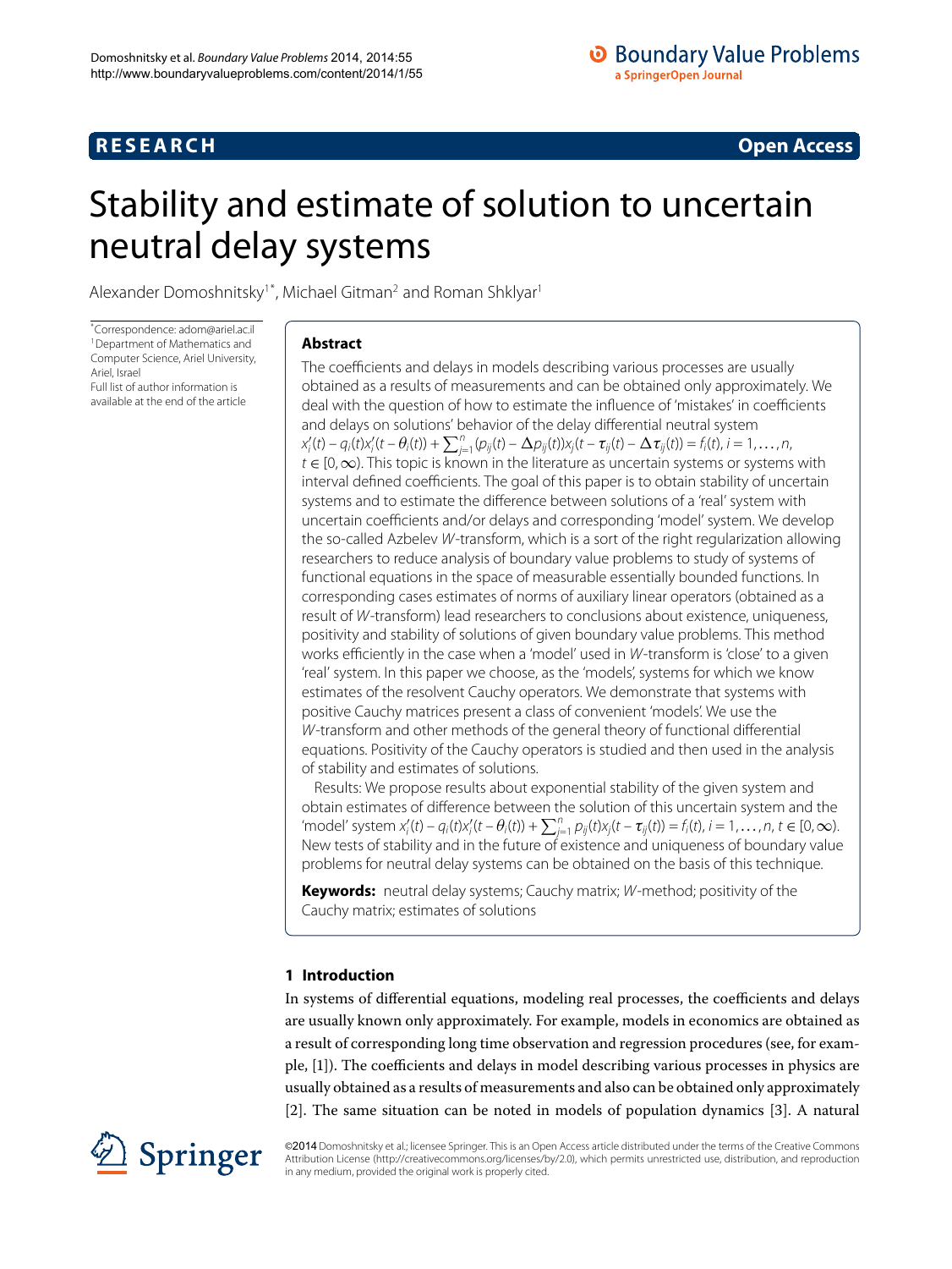RESEARCH **Open Access**

# Stability and estimate of solution to uncertain neutral delay systems

Alexander Domoshnitsky[1*], Michael Gitman[2] and Roman Shklyar[1]

*Correspondence: adom@ariel.ac.il
[1]Department of Mathematics and Computer Science, Ariel University, Ariel, Israel
Full list of author information is available at the end of the article

## Abstract

The coefficients and delays in models describing various processes are usually obtained as a results of measurements and can be obtained only approximately. We deal with the question of how to estimate the influence of 'mistakes' in coefficients and delays on solutions' behavior of the delay differential neutral system $x_i'(t) - q_i(t)x_i'(t-\theta_i(t)) + \sum_{j=1}^{n}(p_{ij}(t) - \Delta p_{ij}(t))x_j(t-\tau_{ij}(t) - \Delta\tau_{ij}(t)) = f_i(t)$, $i = 1,\ldots,n$, $t \in [0,\infty)$. This topic is known in the literature as uncertain systems or systems with interval defined coefficients. The goal of this paper is to obtain stability of uncertain systems and to estimate the difference between solutions of a 'real' system with uncertain coefficients and/or delays and corresponding 'model' system. We develop the so-called Azbelev *W*-transform, which is a sort of the right regularization allowing researchers to reduce analysis of boundary value problems to study of systems of functional equations in the space of measurable essentially bounded functions. In corresponding cases estimates of norms of auxiliary linear operators (obtained as a result of *W*-transform) lead researchers to conclusions about existence, uniqueness, positivity and stability of solutions of given boundary value problems. This method works efficiently in the case when a 'model' used in *W*-transform is 'close' to a given 'real' system. In this paper we choose, as the 'models', systems for which we know estimates of the resolvent Cauchy operators. We demonstrate that systems with positive Cauchy matrices present a class of convenient 'models'. We use the *W*-transform and other methods of the general theory of functional differential equations. Positivity of the Cauchy operators is studied and then used in the analysis of stability and estimates of solutions.

Results: We propose results about exponential stability of the given system and obtain estimates of difference between the solution of this uncertain system and the 'model' system $x_i'(t) - q_i(t)x_i'(t-\theta_i(t)) + \sum_{j=1}^{n} p_{ij}(t)x_j(t-\tau_{ij}(t)) = f_i(t)$, $i = 1,\ldots,n$, $t \in [0,\infty)$. New tests of stability and in the future of existence and uniqueness of boundary value problems for neutral delay systems can be obtained on the basis of this technique.

**Keywords:** neutral delay systems; Cauchy matrix; *W*-method; positivity of the Cauchy matrix; estimates of solutions

## 1 Introduction

In systems of differential equations, modeling real processes, the coefficients and delays are usually known only approximately. For example, models in economics are obtained as a result of corresponding long time observation and regression procedures (see, for example, [1]). The coefficients and delays in model describing various processes in physics are usually obtained as a results of measurements and also can be obtained only approximately [2]. The same situation can be noted in models of population dynamics [3]. A natural

©2014 Domoshnitsky et al.; licensee Springer. This is an Open Access article distributed under the terms of the Creative Commons Attribution License (http://creativecommons.org/licenses/by/2.0), which permits unrestricted use, distribution, and reproduction in any medium, provided the original work is properly cited.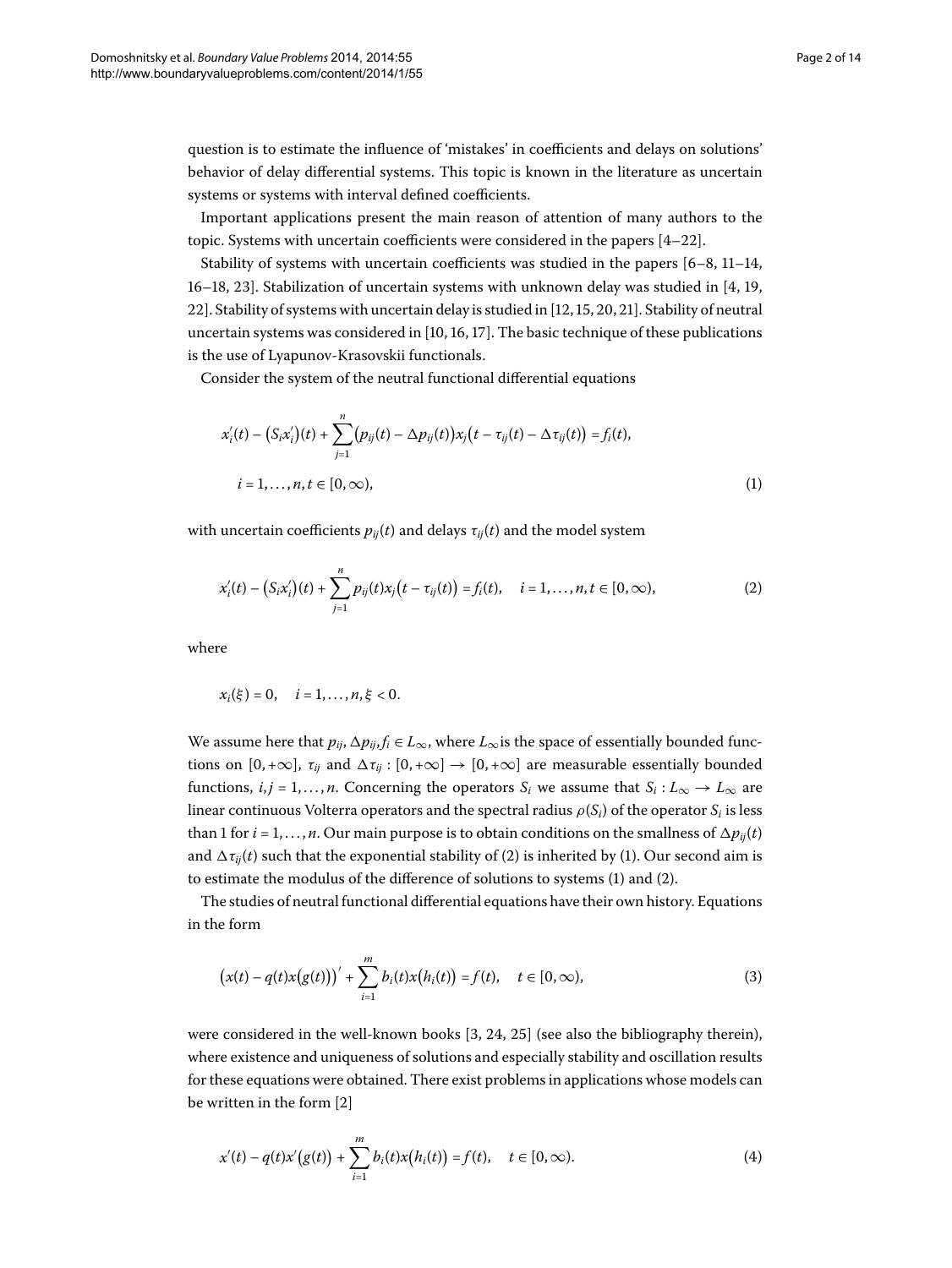question is to estimate the influence of 'mistakes' in coefficients and delays on solutions' behavior of delay differential systems. This topic is known in the literature as uncertain systems or systems with interval defined coefficients.

Important applications present the main reason of attention of many authors to the topic. Systems with uncertain coefficients were considered in the papers [4–22].

Stability of systems with uncertain coefficients was studied in the papers [6–8, 11–14, 16–18, 23]. Stabilization of uncertain systems with unknown delay was studied in [4, 19, 22]. Stability of systems with uncertain delay is studied in [12, 15, 20, 21]. Stability of neutral uncertain systems was considered in [10, 16, 17]. The basic technique of these publications is the use of Lyapunov-Krasovskii functionals.

Consider the system of the neutral functional differential equations

$$x_i'(t) - (S_i x_i')(t) + \sum_{j=1}^{n} \big(p_{ij}(t) - \Delta p_{ij}(t)\big) x_j\big(t - \tau_{ij}(t) - \Delta\tau_{ij}(t)\big) = f_i(t),$$
$$i = 1, \dots, n, t \in [0, \infty), \tag{1}$$

with uncertain coefficients $p_{ij}(t)$ and delays $\tau_{ij}(t)$ and the model system

$$x_i'(t) - (S_i x_i')(t) + \sum_{j=1}^{n} p_{ij}(t) x_j\big(t - \tau_{ij}(t)\big) = f_i(t), \quad i = 1, \dots, n, t \in [0, \infty), \tag{2}$$

where

$$x_i(\xi) = 0, \quad i = 1, \dots, n, \xi < 0.$$

We assume here that $p_{ij}, \Delta p_{ij}, f_i \in L_\infty$, where $L_\infty$ is the space of essentially bounded functions on $[0, +\infty]$, $\tau_{ij}$ and $\Delta\tau_{ij} : [0, +\infty] \to [0, +\infty]$ are measurable essentially bounded functions, $i, j = 1, \dots, n$. Concerning the operators $S_i$ we assume that $S_i : L_\infty \to L_\infty$ are linear continuous Volterra operators and the spectral radius $\rho(S_i)$ of the operator $S_i$ is less than 1 for $i = 1, \dots, n$. Our main purpose is to obtain conditions on the smallness of $\Delta p_{ij}(t)$ and $\Delta\tau_{ij}(t)$ such that the exponential stability of (2) is inherited by (1). Our second aim is to estimate the modulus of the difference of solutions to systems (1) and (2).

The studies of neutral functional differential equations have their own history. Equations in the form

$$\big(x(t) - q(t)x\big(g(t)\big)\big)' + \sum_{i=1}^{m} b_i(t) x\big(h_i(t)\big) = f(t), \quad t \in [0, \infty), \tag{3}$$

were considered in the well-known books [3, 24, 25] (see also the bibliography therein), where existence and uniqueness of solutions and especially stability and oscillation results for these equations were obtained. There exist problems in applications whose models can be written in the form [2]

$$x'(t) - q(t)x'\big(g(t)\big) + \sum_{i=1}^{m} b_i(t) x\big(h_i(t)\big) = f(t), \quad t \in [0, \infty). \tag{4}$$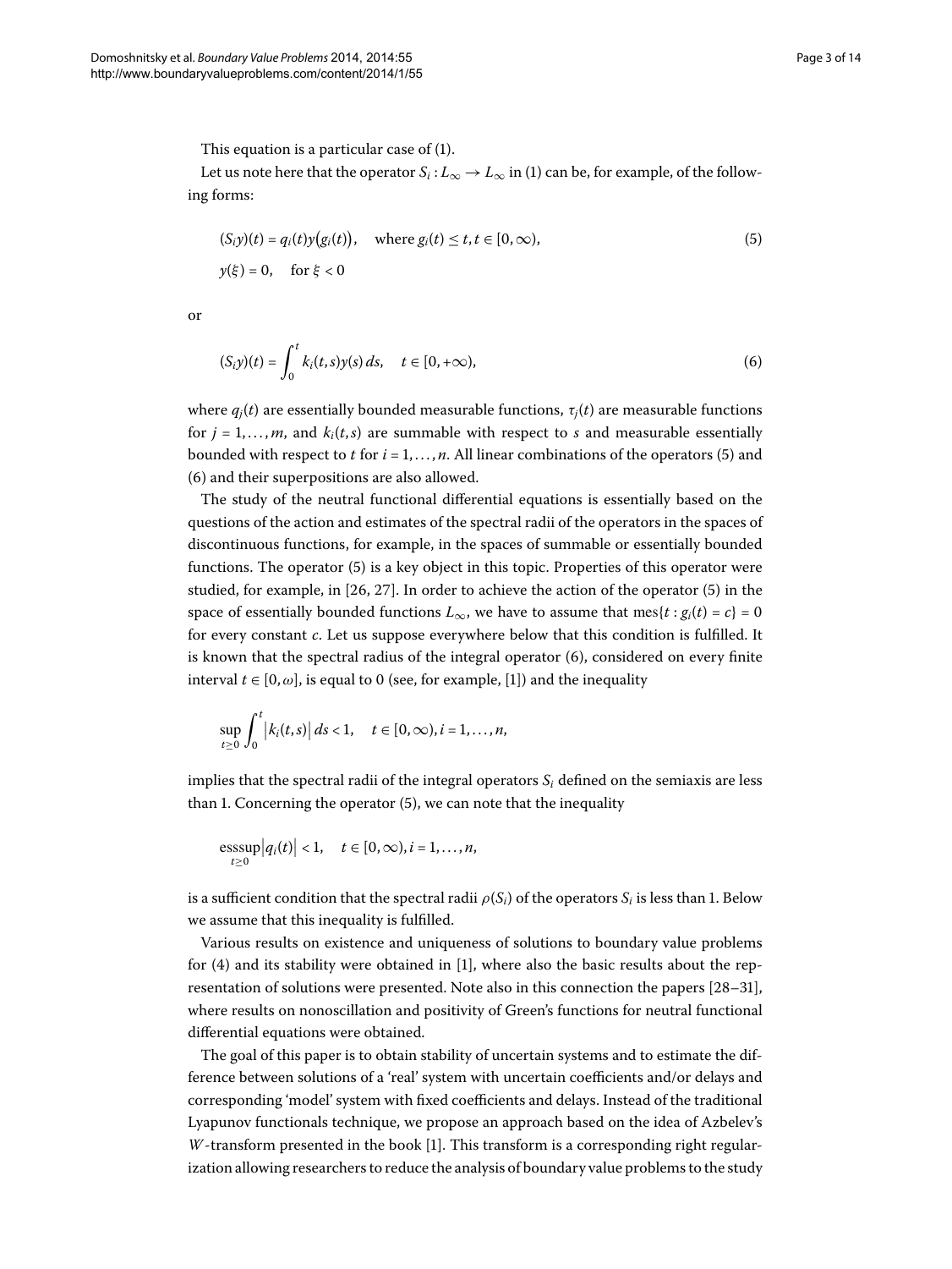This equation is a particular case of (1).

Let us note here that the operator $S_i : L_\infty \to L_\infty$ in (1) can be, for example, of the following forms:

$$
\begin{aligned}
&(S_i y)(t) = q_i(t) y\bigl(g_i(t)\bigr), \quad \text{where } g_i(t) \le t, t \in [0, \infty), \\
&y(\xi) = 0, \quad \text{for } \xi < 0
\end{aligned}
\tag{5}
$$

or

$$
(S_i y)(t) = \int_0^t k_i(t,s) y(s)\, ds, \quad t \in [0, +\infty), \tag{6}
$$

where $q_j(t)$ are essentially bounded measurable functions, $\tau_j(t)$ are measurable functions for $j = 1, \ldots, m$, and $k_i(t,s)$ are summable with respect to $s$ and measurable essentially bounded with respect to $t$ for $i = 1, \ldots, n$. All linear combinations of the operators (5) and (6) and their superpositions are also allowed.

The study of the neutral functional differential equations is essentially based on the questions of the action and estimates of the spectral radii of the operators in the spaces of discontinuous functions, for example, in the spaces of summable or essentially bounded functions. The operator (5) is a key object in this topic. Properties of this operator were studied, for example, in [26, 27]. In order to achieve the action of the operator (5) in the space of essentially bounded functions $L_\infty$, we have to assume that $\operatorname{mes}\{t : g_i(t) = c\} = 0$ for every constant $c$. Let us suppose everywhere below that this condition is fulfilled. It is known that the spectral radius of the integral operator (6), considered on every finite interval $t \in [0, \omega]$, is equal to 0 (see, for example, [1]) and the inequality

$$
\sup_{t \ge 0} \int_0^t \bigl|k_i(t,s)\bigr|\, ds < 1, \quad t \in [0, \infty), i = 1, \ldots, n,
$$

implies that the spectral radii of the integral operators $S_i$ defined on the semiaxis are less than 1. Concerning the operator (5), we can note that the inequality

$$
\operatorname*{esssup}_{t \ge 0} \bigl|q_i(t)\bigr| < 1, \quad t \in [0, \infty), i = 1, \ldots, n,
$$

is a sufficient condition that the spectral radii $\rho(S_i)$ of the operators $S_i$ is less than 1. Below we assume that this inequality is fulfilled.

Various results on existence and uniqueness of solutions to boundary value problems for (4) and its stability were obtained in [1], where also the basic results about the representation of solutions were presented. Note also in this connection the papers [28–31], where results on nonoscillation and positivity of Green's functions for neutral functional differential equations were obtained.

The goal of this paper is to obtain stability of uncertain systems and to estimate the difference between solutions of a 'real' system with uncertain coefficients and/or delays and corresponding 'model' system with fixed coefficients and delays. Instead of the traditional Lyapunov functionals technique, we propose an approach based on the idea of Azbelev's $W$-transform presented in the book [1]. This transform is a corresponding right regularization allowing researchers to reduce the analysis of boundary value problems to the study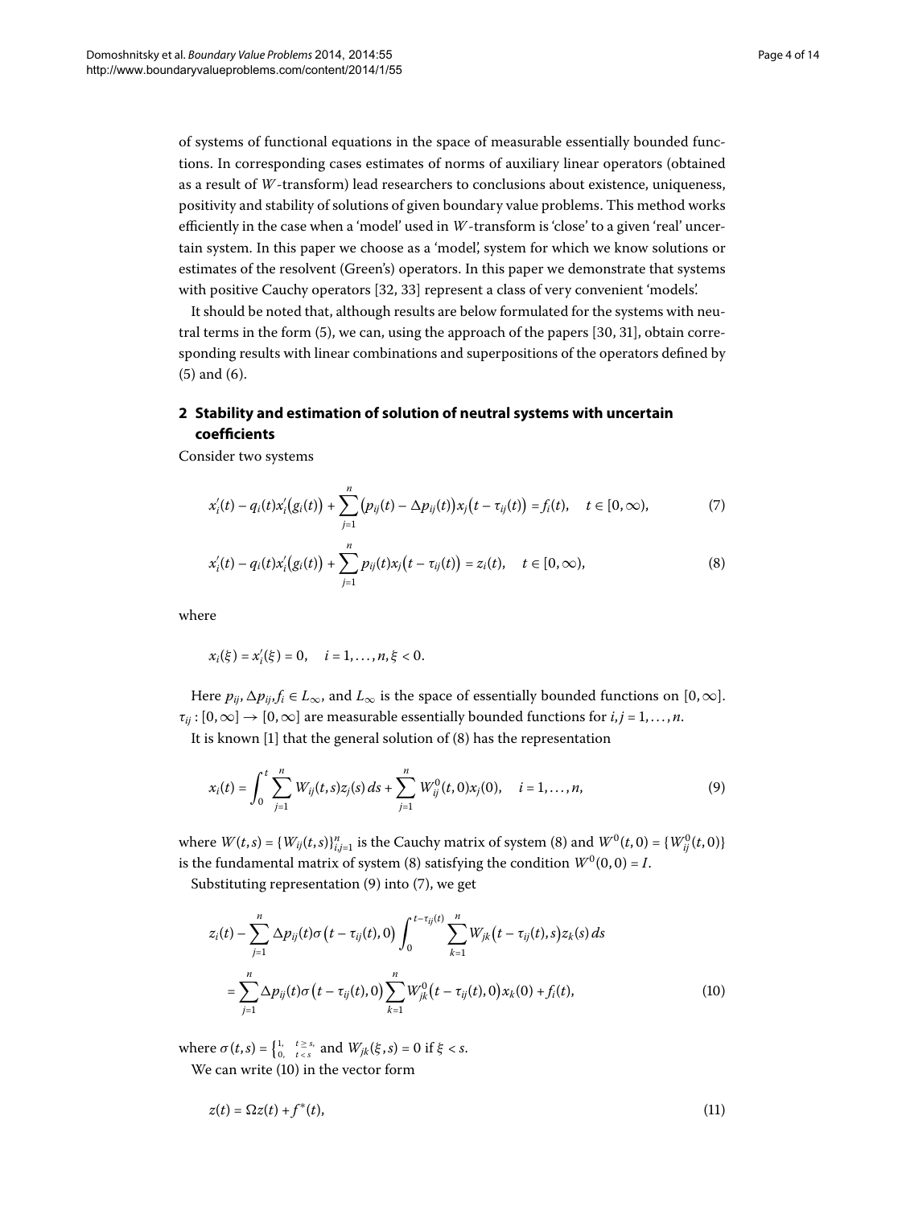of systems of functional equations in the space of measurable essentially bounded functions. In corresponding cases estimates of norms of auxiliary linear operators (obtained as a result of $W$-transform) lead researchers to conclusions about existence, uniqueness, positivity and stability of solutions of given boundary value problems. This method works efficiently in the case when a 'model' used in $W$-transform is 'close' to a given 'real' uncertain system. In this paper we choose as a 'model', system for which we know solutions or estimates of the resolvent (Green's) operators. In this paper we demonstrate that systems with positive Cauchy operators [32, 33] represent a class of very convenient 'models'.

It should be noted that, although results are below formulated for the systems with neutral terms in the form (5), we can, using the approach of the papers [30, 31], obtain corresponding results with linear combinations and superpositions of the operators defined by (5) and (6).

## 2 Stability and estimation of solution of neutral systems with uncertain coefficients

Consider two systems

$$x_i'(t) - q_i(t)x_i'(g_i(t)) + \sum_{j=1}^{n}(p_{ij}(t) - \Delta p_{ij}(t))x_j(t - \tau_{ij}(t)) = f_i(t), \quad t \in [0,\infty), \tag{7}$$

$$x_i'(t) - q_i(t)x_i'(g_i(t)) + \sum_{j=1}^{n} p_{ij}(t)x_j(t - \tau_{ij}(t)) = z_i(t), \quad t \in [0,\infty), \tag{8}$$

where

$$x_i(\xi) = x_i'(\xi) = 0, \quad i = 1,\dots,n, \xi < 0.$$

Here $p_{ij}, \Delta p_{ij}, f_i \in L_\infty$, and $L_\infty$ is the space of essentially bounded functions on $[0,\infty]$. $\tau_{ij} : [0,\infty] \to [0,\infty]$ are measurable essentially bounded functions for $i,j = 1,\dots,n$.

It is known [1] that the general solution of (8) has the representation

$$x_i(t) = \int_0^t \sum_{j=1}^{n} W_{ij}(t,s)z_j(s)\,ds + \sum_{j=1}^{n} W_{ij}^0(t,0)x_j(0), \quad i = 1,\dots,n, \tag{9}$$

where $W(t,s) = \{W_{ij}(t,s)\}_{i,j=1}^n$ is the Cauchy matrix of system (8) and $W^0(t,0) = \{W_{ij}^0(t,0)\}$ is the fundamental matrix of system (8) satisfying the condition $W^0(0,0) = I$.

Substituting representation (9) into (7), we get

$$\begin{aligned} &z_i(t) - \sum_{j=1}^{n} \Delta p_{ij}(t)\sigma(t - \tau_{ij}(t), 0) \int_0^{t-\tau_{ij}(t)} \sum_{k=1}^{n} W_{jk}(t - \tau_{ij}(t), s)z_k(s)\,ds \\ &\quad = \sum_{j=1}^{n} \Delta p_{ij}(t)\sigma(t - \tau_{ij}(t), 0) \sum_{k=1}^{n} W_{jk}^0(t - \tau_{ij}(t), 0)x_k(0) + f_i(t), \end{aligned} \tag{10}$$

where $\sigma(t,s) = \begin{cases} 1, & t \geq s, \\ 0, & t < s \end{cases}$ and $W_{jk}(\xi,s) = 0$ if $\xi < s$.

We can write (10) in the vector form

$$z(t) = \Omega z(t) + f^*(t), \tag{11}$$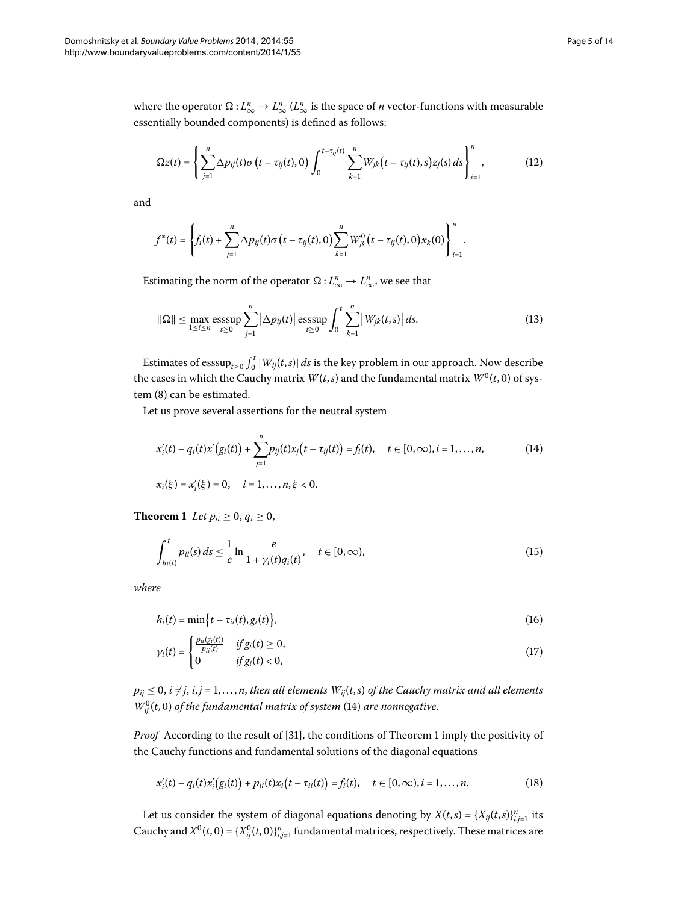where the operator $\Omega : L^n_\infty \to L^n_\infty$ ($L^n_\infty$ is the space of $n$ vector-functions with measurable essentially bounded components) is defined as follows:

$$\Omega z(t) = \left\{ \sum_{j=1}^{n} \Delta p_{ij}(t)\sigma\big(t-\tau_{ij}(t),0\big) \int_0^{t-\tau_{ij}(t)} \sum_{k=1}^{n} W_{jk}\big(t-\tau_{ij}(t),s\big) z_j(s)\,ds \right\}_{i=1}^{n}, \tag{12}$$

and

$$f^*(t) = \left\{ f_i(t) + \sum_{j=1}^{n} \Delta p_{ij}(t)\sigma\big(t-\tau_{ij}(t),0\big) \sum_{k=1}^{n} W^0_{jk}\big(t-\tau_{ij}(t),0\big) x_k(0) \right\}_{i=1}^{n}.$$

Estimating the norm of the operator $\Omega : L^n_\infty \to L^n_\infty$, we see that

$$\|\Omega\| \le \max_{1\le i\le n} \operatorname*{esssup}_{t\ge 0} \sum_{j=1}^{n} \big|\Delta p_{ij}(t)\big| \operatorname*{esssup}_{t\ge 0} \int_0^t \sum_{k=1}^{n} \big|W_{jk}(t,s)\big|\,ds. \tag{13}$$

Estimates of $\operatorname{esssup}_{t\ge 0} \int_0^t |W_{ij}(t,s)|\,ds$ is the key problem in our approach. Now describe the cases in which the Cauchy matrix $W(t,s)$ and the fundamental matrix $W^0(t,0)$ of system (8) can be estimated.

Let us prove several assertions for the neutral system

$$x_i'(t) - q_i(t)x'\big(g_i(t)\big) + \sum_{j=1}^{n} p_{ij}(t)x_j\big(t-\tau_{ij}(t)\big) = f_i(t), \quad t \in [0,\infty), i = 1,\dots,n, \tag{14}$$

$$x_i(\xi) = x_i'(\xi) = 0, \quad i = 1,\dots,n, \xi < 0.$$

**Theorem 1** *Let* $p_{ii} \ge 0$, $q_i \ge 0$,

$$\int_{h_i(t)}^{t} p_{ii}(s)\,ds \le \frac{1}{e} \ln \frac{e}{1+\gamma_i(t)q_i(t)}, \quad t \in [0,\infty), \tag{15}$$

*where*

$$h_i(t) = \min\big\{t-\tau_{ii}(t), g_i(t)\big\}, \tag{16}$$

$$\gamma_i(t) = \begin{cases} \frac{p_{ii}(g_i(t))}{p_{ii}(t)} & \text{if } g_i(t) \ge 0, \\ 0 & \text{if } g_i(t) < 0, \end{cases} \tag{17}$$

$p_{ij} \le 0$, $i \ne j$, $i,j = 1,\dots,n$, *then all elements* $W_{ij}(t,s)$ *of the Cauchy matrix and all elements* $W^0_{ij}(t,0)$ *of the fundamental matrix of system* (14) *are nonnegative.*

*Proof* According to the result of [31], the conditions of Theorem 1 imply the positivity of the Cauchy functions and fundamental solutions of the diagonal equations

$$x_i'(t) - q_i(t)x_i'\big(g_i(t)\big) + p_{ii}(t)x_i\big(t-\tau_{ii}(t)\big) = f_i(t), \quad t \in [0,\infty), i = 1,\dots,n. \tag{18}$$

Let us consider the system of diagonal equations denoting by $X(t,s) = \{X_{ij}(t,s)\}_{i,j=1}^{n}$ its Cauchy and $X^0(t,0) = \{X^0_{ij}(t,0)\}_{i,j=1}^{n}$ fundamental matrices, respectively. These matrices are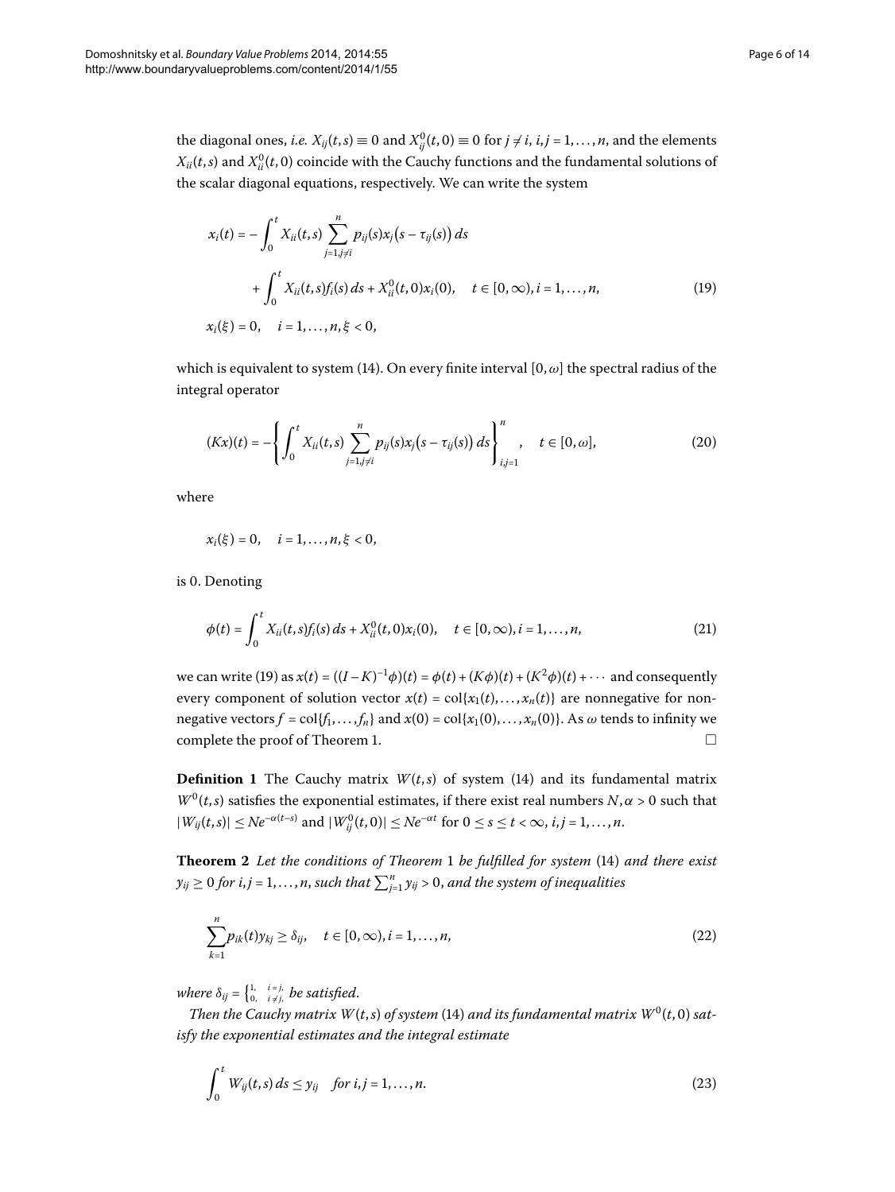the diagonal ones, *i.e.* $X_{ij}(t,s) \equiv 0$ and $X^0_{ij}(t,0) \equiv 0$ for $j \neq i$, $i,j = 1,\dots,n$, and the elements $X_{ii}(t,s)$ and $X^0_{ii}(t,0)$ coincide with the Cauchy functions and the fundamental solutions of the scalar diagonal equations, respectively. We can write the system

$$
\begin{aligned}
x_i(t) = {} & -\int_0^t X_{ii}(t,s) \sum_{j=1, j\neq i}^{n} p_{ij}(s) x_j\bigl(s-\tau_{ij}(s)\bigr)\,ds \\
& + \int_0^t X_{ii}(t,s) f_i(s)\,ds + X^0_{ii}(t,0)x_i(0), \quad t \in [0,\infty), i = 1,\dots,n, \qquad (19) \\
x_i(\xi) = {} & 0, \quad i = 1,\dots,n, \xi < 0,
\end{aligned}
$$

which is equivalent to system (14). On every finite interval $[0,\omega]$ the spectral radius of the integral operator

$$
(Kx)(t) = -\left\{ \int_0^t X_{ii}(t,s) \sum_{j=1, j\neq i}^{n} p_{ij}(s) x_j\bigl(s-\tau_{ij}(s)\bigr)\,ds \right\}_{i,j=1}^{n}, \quad t \in [0,\omega], \qquad (20)
$$

where

$$
x_i(\xi) = 0, \quad i = 1,\dots,n, \xi < 0,
$$

is 0. Denoting

$$
\phi(t) = \int_0^t X_{ii}(t,s) f_i(s)\,ds + X^0_{ii}(t,0)x_i(0), \quad t \in [0,\infty), i = 1,\dots,n, \qquad (21)
$$

we can write (19) as $x(t) = ((I-K)^{-1}\phi)(t) = \phi(t) + (K\phi)(t) + (K^2\phi)(t) + \cdots$ and consequently every component of solution vector $x(t) = \operatorname{col}\{x_1(t),\dots,x_n(t)\}$ are nonnegative for nonnegative vectors $f = \operatorname{col}\{f_1,\dots,f_n\}$ and $x(0) = \operatorname{col}\{x_1(0),\dots,x_n(0)\}$. As $\omega$ tends to infinity we complete the proof of Theorem 1. □

**Definition 1** The Cauchy matrix $W(t,s)$ of system (14) and its fundamental matrix $W^0(t,s)$ satisfies the exponential estimates, if there exist real numbers $N, \alpha > 0$ such that $|W_{ij}(t,s)| \leq Ne^{-\alpha(t-s)}$ and $|W^0_{ij}(t,0)| \leq Ne^{-\alpha t}$ for $0 \leq s \leq t < \infty$, $i,j = 1,\dots,n$.

**Theorem 2** *Let the conditions of Theorem 1 be fulfilled for system (14) and there exist $y_{ij} \geq 0$ for $i,j = 1,\dots,n$, such that $\sum_{j=1}^n y_{ij} > 0$, and the system of inequalities*

$$
\sum_{k=1}^{n} p_{ik}(t) y_{kj} \geq \delta_{ij}, \quad t \in [0,\infty), i = 1,\dots,n, \qquad (22)
$$

*where $\delta_{ij} = \begin{cases} 1, & i=j, \\ 0, & i \neq j, \end{cases}$ be satisfied.*

*Then the Cauchy matrix $W(t,s)$ of system (14) and its fundamental matrix $W^0(t,0)$ satisfy the exponential estimates and the integral estimate*

$$
\int_0^t W_{ij}(t,s)\,ds \leq y_{ij} \quad \text{for } i,j = 1,\dots,n. \qquad (23)
$$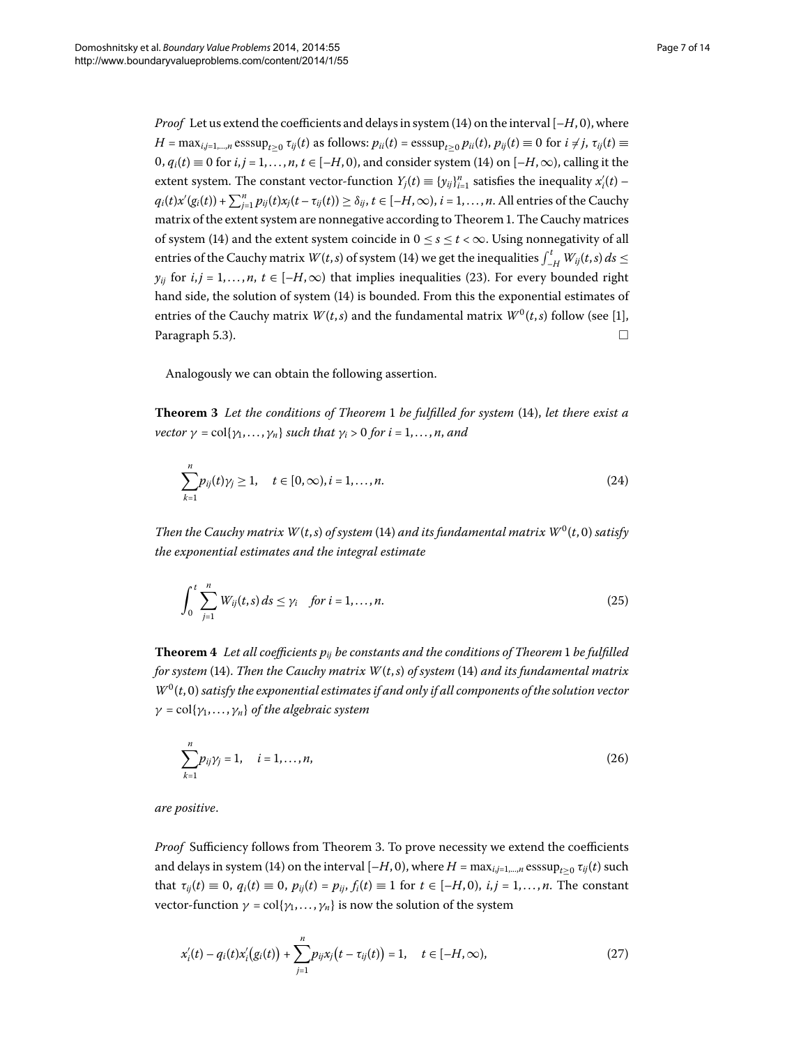*Proof* Let us extend the coefficients and delays in system (14) on the interval $[-H, 0)$, where $H = \max_{i,j=1,\ldots,n} \operatorname{esssup}_{t\geq 0} \tau_{ij}(t)$ as follows: $p_{ii}(t) = \operatorname{esssup}_{t\geq 0} p_{ii}(t)$, $p_{ij}(t) \equiv 0$ for $i \neq j$, $\tau_{ij}(t) \equiv 0$, $q_i(t) \equiv 0$ for $i, j = 1, \ldots, n$, $t \in [-H, 0)$, and consider system (14) on $[-H, \infty)$, calling it the extent system. The constant vector-function $Y_j(t) \equiv \{y_{ij}\}_{i=1}^n$ satisfies the inequality $x_i'(t) - q_i(t)x'(g_i(t)) + \sum_{j=1}^n p_{ij}(t)x_j(t - \tau_{ij}(t)) \geq \delta_{ij}$, $t \in [-H, \infty)$, $i = 1, \ldots, n$. All entries of the Cauchy matrix of the extent system are nonnegative according to Theorem 1. The Cauchy matrices of system (14) and the extent system coincide in $0 \leq s \leq t < \infty$. Using nonnegativity of all entries of the Cauchy matrix $W(t, s)$ of system (14) we get the inequalities $\int_{-H}^{t} W_{ij}(t, s)\, ds \leq y_{ij}$ for $i, j = 1, \ldots, n$, $t \in [-H, \infty)$ that implies inequalities (23). For every bounded right hand side, the solution of system (14) is bounded. From this the exponential estimates of entries of the Cauchy matrix $W(t, s)$ and the fundamental matrix $W^0(t, s)$ follow (see [1], Paragraph 5.3). $\square$

Analogously we can obtain the following assertion.

**Theorem 3** *Let the conditions of Theorem* 1 *be fulfilled for system* (14), *let there exist a vector* $\gamma = \operatorname{col}\{\gamma_1, \ldots, \gamma_n\}$ *such that* $\gamma_i > 0$ *for* $i = 1, \ldots, n$, *and*

$$\sum_{k=1}^{n} p_{ij}(t)\gamma_j \geq 1, \quad t \in [0, \infty), i = 1, \ldots, n. \tag{24}$$

*Then the Cauchy matrix* $W(t, s)$ *of system* (14) *and its fundamental matrix* $W^0(t, 0)$ *satisfy the exponential estimates and the integral estimate*

$$\int_0^t \sum_{j=1}^{n} W_{ij}(t, s)\, ds \leq \gamma_i \quad \text{for } i = 1, \ldots, n. \tag{25}$$

**Theorem 4** *Let all coefficients* $p_{ij}$ *be constants and the conditions of Theorem* 1 *be fulfilled for system* (14). *Then the Cauchy matrix* $W(t, s)$ *of system* (14) *and its fundamental matrix* $W^0(t, 0)$ *satisfy the exponential estimates if and only if all components of the solution vector* $\gamma = \operatorname{col}\{\gamma_1, \ldots, \gamma_n\}$ *of the algebraic system*

$$\sum_{k=1}^{n} p_{ij}\gamma_j = 1, \quad i = 1, \ldots, n, \tag{26}$$

*are positive*.

*Proof* Sufficiency follows from Theorem 3. To prove necessity we extend the coefficients and delays in system (14) on the interval $[-H, 0)$, where $H = \max_{i,j=1,\ldots,n} \operatorname{esssup}_{t\geq 0} \tau_{ij}(t)$ such that $\tau_{ij}(t) \equiv 0$, $q_i(t) \equiv 0$, $p_{ij}(t) = p_{ij}$, $f_i(t) \equiv 1$ for $t \in [-H, 0)$, $i, j = 1, \ldots, n$. The constant vector-function $\gamma = \operatorname{col}\{\gamma_1, \ldots, \gamma_n\}$ is now the solution of the system

$$x_i'(t) - q_i(t)x_i'\big(g_i(t)\big) + \sum_{j=1}^{n} p_{ij}x_j\big(t - \tau_{ij}(t)\big) = 1, \quad t \in [-H, \infty), \tag{27}$$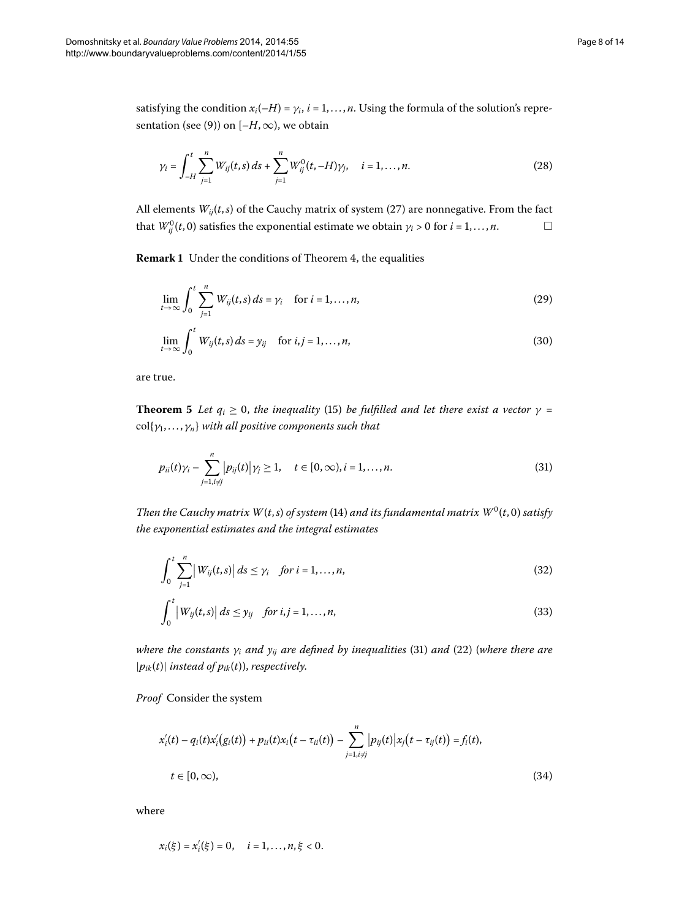satisfying the condition $x_i(-H) = \gamma_i$, $i = 1, \ldots, n$. Using the formula of the solution's representation (see (9)) on $[-H, \infty)$, we obtain

$$\gamma_i = \int_{-H}^{t} \sum_{j=1}^{n} W_{ij}(t,s)\,ds + \sum_{j=1}^{n} W_{ij}^{0}(t,-H)\gamma_j, \quad i = 1, \ldots, n. \tag{28}$$

All elements $W_{ij}(t,s)$ of the Cauchy matrix of system (27) are nonnegative. From the fact that $W_{ij}^0(t,0)$ satisfies the exponential estimate we obtain $\gamma_i > 0$ for $i = 1, \ldots, n$. □

**Remark 1** Under the conditions of Theorem 4, the equalities

$$\lim_{t\to\infty} \int_0^t \sum_{j=1}^{n} W_{ij}(t,s)\,ds = \gamma_i \quad \text{for } i = 1, \ldots, n, \tag{29}$$

$$\lim_{t\to\infty} \int_0^t W_{ij}(t,s)\,ds = y_{ij} \quad \text{for } i,j = 1, \ldots, n, \tag{30}$$

are true.

**Theorem 5** *Let $q_i \geq 0$, the inequality (15) be fulfilled and let there exist a vector $\gamma = \operatorname{col}\{\gamma_1, \ldots, \gamma_n\}$ with all positive components such that*

$$p_{ii}(t)\gamma_i - \sum_{j=1, i\neq j}^{n} \left|p_{ij}(t)\right|\gamma_j \geq 1, \quad t \in [0,\infty), i = 1, \ldots, n. \tag{31}$$

*Then the Cauchy matrix $W(t,s)$ of system (14) and its fundamental matrix $W^0(t,0)$ satisfy the exponential estimates and the integral estimates*

$$\int_0^t \sum_{j=1}^{n} \left|W_{ij}(t,s)\right|ds \leq \gamma_i \quad \text{for } i = 1, \ldots, n, \tag{32}$$

$$\int_0^t \left|W_{ij}(t,s)\right|ds \leq y_{ij} \quad \text{for } i,j = 1, \ldots, n, \tag{33}$$

*where the constants $\gamma_i$ and $y_{ij}$ are defined by inequalities (31) and (22) (where there are $|p_{ik}(t)|$ instead of $p_{ik}(t)$), respectively.*

*Proof* Consider the system

$$x_i'(t) - q_i(t)x_i'(g_i(t)) + p_{ii}(t)x_i(t-\tau_{ii}(t)) - \sum_{j=1, i\neq j}^{n} \left|p_{ij}(t)\right|x_j(t-\tau_{ij}(t)) = f_i(t),$$
$$t \in [0,\infty), \tag{34}$$

where

$$x_i(\xi) = x_i'(\xi) = 0, \quad i = 1, \ldots, n, \xi < 0.$$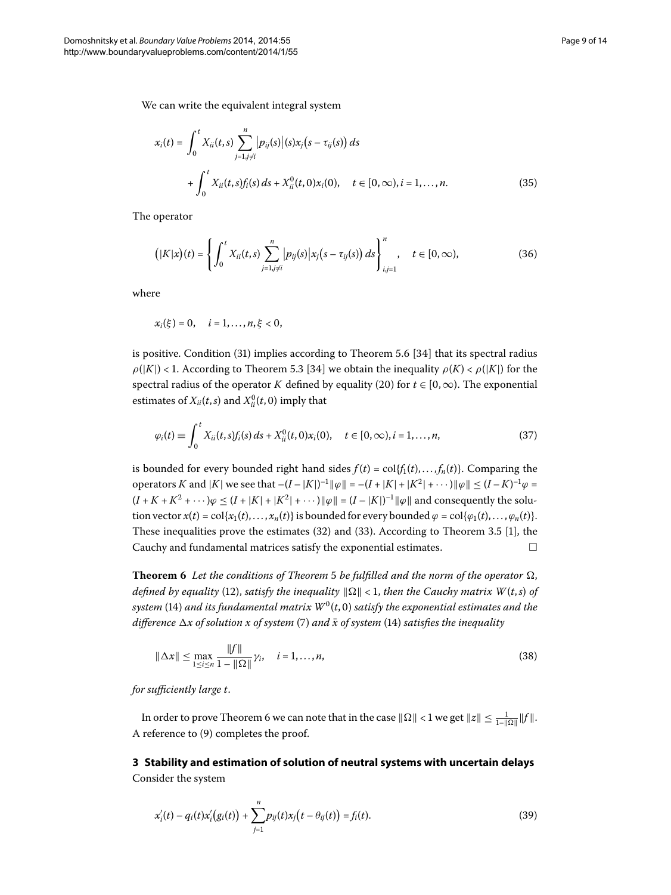We can write the equivalent integral system

$$x_i(t) = \int_0^t X_{ii}(t,s) \sum_{j=1, j\neq i}^{n} |p_{ij}(s)|(s) x_j(s - \tau_{ij}(s))\, ds + \int_0^t X_{ii}(t,s) f_i(s)\, ds + X_{ii}^0(t,0) x_i(0), \quad t \in [0,\infty), i = 1,\dots,n. \tag{35}$$

The operator

$$(|K|x)(t) = \left\{ \int_0^t X_{ii}(t,s) \sum_{j=1, j\neq i}^{n} |p_{ij}(s)| x_j(s - \tau_{ij}(s))\, ds \right\}_{i,j=1}^{n}, \quad t \in [0,\infty), \tag{36}$$

where

$$x_i(\xi) = 0, \quad i = 1,\dots,n, \xi < 0,$$

is positive. Condition (31) implies according to Theorem 5.6 [34] that its spectral radius $\rho(|K|) < 1$. According to Theorem 5.3 [34] we obtain the inequality $\rho(K) < \rho(|K|)$ for the spectral radius of the operator $K$ defined by equality (20) for $t \in [0,\infty)$. The exponential estimates of $X_{ii}(t,s)$ and $X_{ii}^0(t,0)$ imply that

$$\varphi_i(t) \equiv \int_0^t X_{ii}(t,s) f_i(s)\, ds + X_{ii}^0(t,0) x_i(0), \quad t \in [0,\infty), i = 1,\dots,n, \tag{37}$$

is bounded for every bounded right hand sides $f(t) = \operatorname{col}\{f_1(t),\dots,f_n(t)\}$. Comparing the operators $K$ and $|K|$ we see that $-(I - |K|)^{-1}\|\varphi\| = -(I + |K| + |K^2| + \cdots)\|\varphi\| \le (I - K)^{-1}\varphi = (I + K + K^2 + \cdots)\varphi \le (I + |K| + |K^2| + \cdots)\|\varphi\| = (I - |K|)^{-1}\|\varphi\|$ and consequently the solution vector $x(t) = \operatorname{col}\{x_1(t),\dots,x_n(t)\}$ is bounded for every bounded $\varphi = \operatorname{col}\{\varphi_1(t),\dots,\varphi_n(t)\}$. These inequalities prove the estimates (32) and (33). According to Theorem 3.5 [1], the Cauchy and fundamental matrices satisfy the exponential estimates. □

**Theorem 6** *Let the conditions of Theorem 5 be fulfilled and the norm of the operator $\Omega$, defined by equality (12), satisfy the inequality $\|\Omega\| < 1$, then the Cauchy matrix $W(t,s)$ of system (14) and its fundamental matrix $W^0(t,0)$ satisfy the exponential estimates and the difference $\Delta x$ of solution $x$ of system (7) and $\bar{x}$ of system (14) satisfies the inequality*

$$\|\Delta x\| \le \max_{1\le i\le n} \frac{\|f\|}{1 - \|\Omega\|}\gamma_i, \quad i = 1,\dots,n, \tag{38}$$

*for sufficiently large $t$.*

In order to prove Theorem 6 we can note that in the case $\|\Omega\| < 1$ we get $\|z\| \le \frac{1}{1-\|\Omega\|}\|f\|$. A reference to (9) completes the proof.

## 3 Stability and estimation of solution of neutral systems with uncertain delays

Consider the system

$$x_i'(t) - q_i(t) x_i'(g_i(t)) + \sum_{j=1}^{n} p_{ij}(t) x_j(t - \theta_{ij}(t)) = f_i(t). \tag{39}$$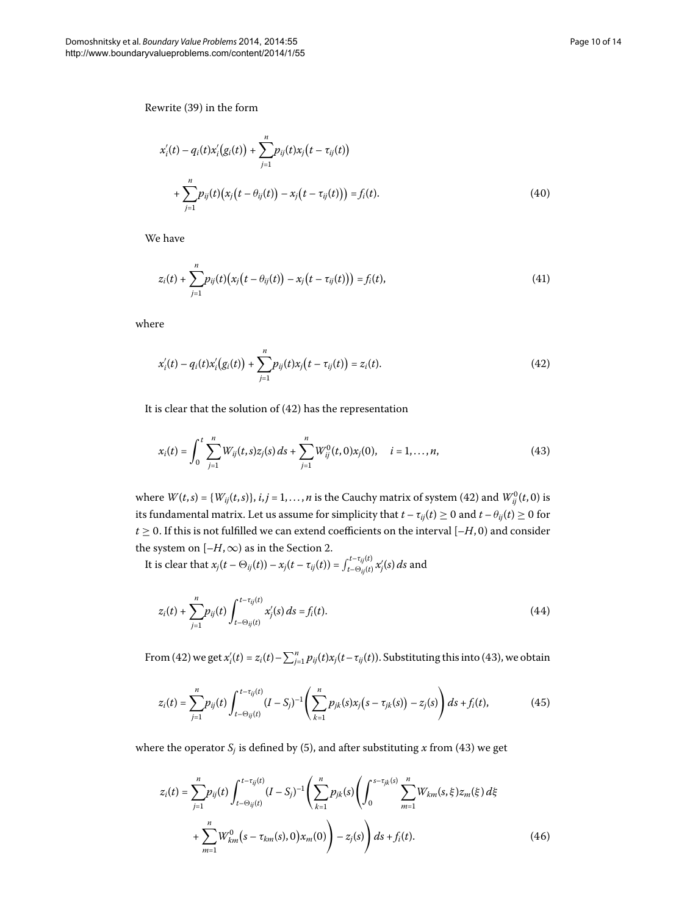Rewrite (39) in the form

$$x_i'(t) - q_i(t)x_i'(g_i(t)) + \sum_{j=1}^{n} p_{ij}(t)x_j(t-\tau_{ij}(t)) + \sum_{j=1}^{n} p_{ij}(t)\big(x_j(t-\theta_{ij}(t)) - x_j(t-\tau_{ij}(t))\big) = f_i(t). \tag{40}$$

We have

$$z_i(t) + \sum_{j=1}^{n} p_{ij}(t)\big(x_j(t-\theta_{ij}(t)) - x_j(t-\tau_{ij}(t))\big) = f_i(t), \tag{41}$$

where

$$x_i'(t) - q_i(t)x_i'(g_i(t)) + \sum_{j=1}^{n} p_{ij}(t)x_j(t-\tau_{ij}(t)) = z_i(t). \tag{42}$$

It is clear that the solution of (42) has the representation

$$x_i(t) = \int_0^t \sum_{j=1}^{n} W_{ij}(t,s)z_j(s)\,ds + \sum_{j=1}^{n} W_{ij}^0(t,0)x_j(0), \quad i = 1,\dots,n, \tag{43}$$

where $W(t,s) = \{W_{ij}(t,s)\}$, $i,j = 1,\dots,n$ is the Cauchy matrix of system (42) and $W_{ij}^0(t,0)$ is its fundamental matrix. Let us assume for simplicity that $t-\tau_{ij}(t) \geq 0$ and $t-\theta_{ij}(t) \geq 0$ for $t \geq 0$. If this is not fulfilled we can extend coefficients on the interval $[-H,0)$ and consider the system on $[-H,\infty)$ as in the Section 2.

It is clear that $x_j(t-\Theta_{ij}(t)) - x_j(t-\tau_{ij}(t)) = \int_{t-\Theta_{ij}(t)}^{t-\tau_{ij}(t)} x_j'(s)\,ds$ and

$$z_i(t) + \sum_{j=1}^{n} p_{ij}(t)\int_{t-\Theta_{ij}(t)}^{t-\tau_{ij}(t)} x_j'(s)\,ds = f_i(t). \tag{44}$$

From (42) we get $x_i'(t) = z_i(t) - \sum_{j=1}^{n} p_{ij}(t)x_j(t-\tau_{ij}(t))$. Substituting this into (43), we obtain

$$z_i(t) = \sum_{j=1}^{n} p_{ij}(t)\int_{t-\Theta_{ij}(t)}^{t-\tau_{ij}(t)} (I-S_j)^{-1}\left(\sum_{k=1}^{n} p_{jk}(s)x_j(s-\tau_{jk}(s)) - z_j(s)\right) ds + f_i(t), \tag{45}$$

where the operator $S_j$ is defined by (5), and after substituting $x$ from (43) we get

$$z_i(t) = \sum_{j=1}^{n} p_{ij}(t)\int_{t-\Theta_{ij}(t)}^{t-\tau_{ij}(t)} (I-S_j)^{-1}\left(\sum_{k=1}^{n} p_{jk}(s)\left(\int_0^{s-\tau_{jk}(s)} \sum_{m=1}^{n} W_{km}(s,\xi)z_m(\xi)\,d\xi + \sum_{m=1}^{n} W_{km}^0(s-\tau_{km}(s),0)x_m(0)\right) - z_j(s)\right) ds + f_i(t). \tag{46}$$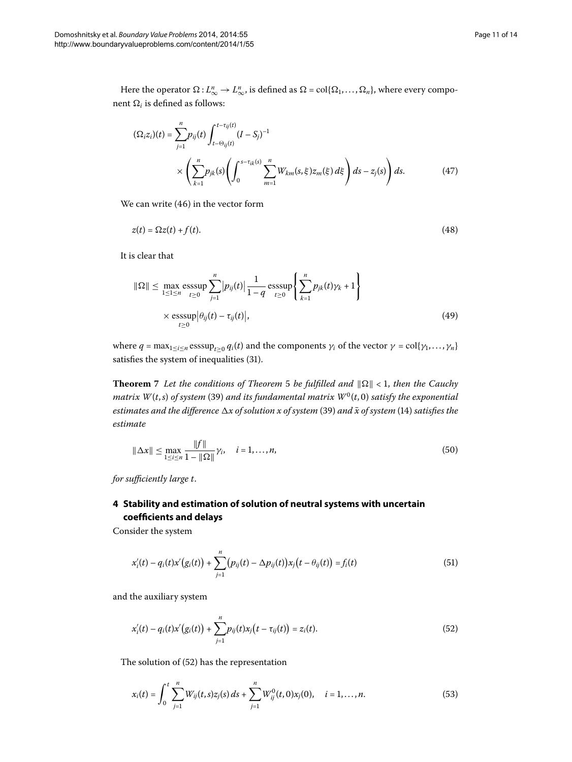Here the operator $\Omega : L_\infty^n \to L_\infty^n$, is defined as $\Omega = \mathrm{col}\{\Omega_1, \ldots, \Omega_n\}$, where every component $\Omega_i$ is defined as follows:

$$
\begin{aligned}
(\Omega_i z_i)(t) = {} & \sum_{j=1}^{n} p_{ij}(t) \int_{t-\Theta_{ij}(t)}^{t-\tau_{ij}(t)} (I - S_j)^{-1} \\
& \times \left( \sum_{k=1}^{n} p_{jk}(s) \left( \int_0^{s-\tau_{ik}(s)} \sum_{m=1}^{n} W_{km}(s,\xi) z_m(\xi)\, d\xi \right) ds - z_j(s) \right) ds. \qquad (47)
\end{aligned}
$$

We can write (46) in the vector form

$$
z(t) = \Omega z(t) + f(t). \qquad (48)
$$

It is clear that

$$
\begin{aligned}
\|\Omega\| \leq {} & \max_{1 \leq 1 \leq n} \operatorname*{esssup}_{t \geq 0} \sum_{j=1}^{n} \left| p_{ij}(t) \right| \frac{1}{1-q} \operatorname*{esssup}_{t \geq 0} \left\{ \sum_{k=1}^{n} p_{jk}(t) \gamma_k + 1 \right\} \\
& \times \operatorname*{esssup}_{t \geq 0} \left| \theta_{ij}(t) - \tau_{ij}(t) \right|, \qquad (49)
\end{aligned}
$$

where $q = \max_{1 \leq i \leq n} \operatorname{esssup}_{t \geq 0} q_i(t)$ and the components $\gamma_i$ of the vector $\gamma = \mathrm{col}\{\gamma_1, \ldots, \gamma_n\}$ satisfies the system of inequalities (31).

**Theorem 7** *Let the conditions of Theorem 5 be fulfilled and $\|\Omega\| < 1$, then the Cauchy matrix $W(t,s)$ of system (39) and its fundamental matrix $W^0(t,0)$ satisfy the exponential estimates and the difference $\Delta x$ of solution $x$ of system (39) and $\bar{x}$ of system (14) satisfies the estimate*

$$
\|\Delta x\| \leq \max_{1 \leq i \leq n} \frac{\|f\|}{1 - \|\Omega\|} \gamma_i, \quad i = 1, \ldots, n, \qquad (50)
$$

*for sufficiently large $t$.*

## 4 Stability and estimation of solution of neutral systems with uncertain coefficients and delays

Consider the system

$$
x_i'(t) - q_i(t) x'\big(g_i(t)\big) + \sum_{j=1}^{n} \big(p_{ij}(t) - \Delta p_{ij}(t)\big) x_j\big(t - \theta_{ij}(t)\big) = f_i(t) \qquad (51)
$$

and the auxiliary system

$$
x_i'(t) - q_i(t) x'\big(g_i(t)\big) + \sum_{j=1}^{n} p_{ij}(t) x_j\big(t - \tau_{ij}(t)\big) = z_i(t). \qquad (52)
$$

The solution of (52) has the representation

$$
x_i(t) = \int_0^t \sum_{j=1}^{n} W_{ij}(t,s) z_j(s)\, ds + \sum_{j=1}^{n} W_{ij}^0(t,0) x_j(0), \quad i = 1, \ldots, n. \qquad (53)
$$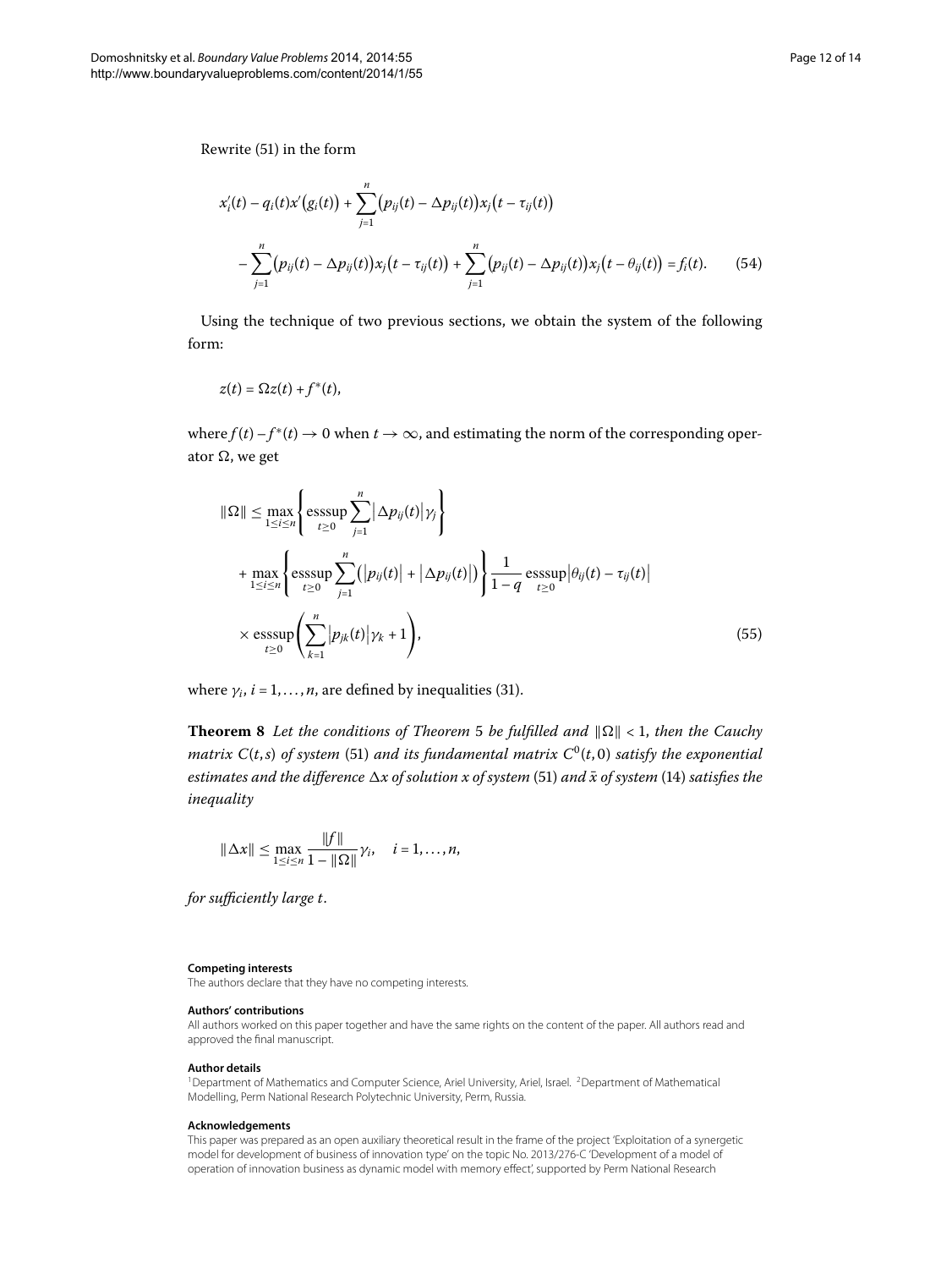Rewrite (51) in the form

$$
\begin{aligned}
&x_i'(t) - q_i(t)x'\big(g_i(t)\big) + \sum_{j=1}^{n}\big(p_{ij}(t) - \Delta p_{ij}(t)\big)x_j\big(t - \tau_{ij}(t)\big) \\
&\quad - \sum_{j=1}^{n}\big(p_{ij}(t) - \Delta p_{ij}(t)\big)x_j\big(t - \tau_{ij}(t)\big) + \sum_{j=1}^{n}\big(p_{ij}(t) - \Delta p_{ij}(t)\big)x_j\big(t - \theta_{ij}(t)\big) = f_i(t).
\end{aligned}
\tag{54}
$$

Using the technique of two previous sections, we obtain the system of the following form:

$$
z(t) = \Omega z(t) + f^*(t),
$$

where $f(t) - f^*(t) \to 0$ when $t \to \infty$, and estimating the norm of the corresponding operator $\Omega$, we get

$$
\begin{aligned}
\|\Omega\| &\le \max_{1\le i\le n}\left\{\operatorname*{esssup}_{t\ge 0}\sum_{j=1}^{n}\big|\Delta p_{ij}(t)\big|\gamma_j\right\} \\
&\quad + \max_{1\le i\le n}\left\{\operatorname*{esssup}_{t\ge 0}\sum_{j=1}^{n}\big(\big|p_{ij}(t)\big| + \big|\Delta p_{ij}(t)\big|\big)\right\}\frac{1}{1-q}\operatorname*{esssup}_{t\ge 0}\big|\theta_{ij}(t) - \tau_{ij}(t)\big| \\
&\quad \times \operatorname*{esssup}_{t\ge 0}\left(\sum_{k=1}^{n}\big|p_{jk}(t)\big|\gamma_k + 1\right),
\end{aligned}
\tag{55}
$$

where $\gamma_i$, $i = 1, \ldots, n$, are defined by inequalities (31).

**Theorem 8** *Let the conditions of Theorem* 5 *be fulfilled and* $\|\Omega\| < 1$, *then the Cauchy matrix* $C(t,s)$ *of system* (51) *and its fundamental matrix* $C^0(t,0)$ *satisfy the exponential estimates and the difference* $\Delta x$ *of solution* $x$ *of system* (51) *and* $\bar{x}$ *of system* (14) *satisfies the inequality*

$$
\|\Delta x\| \le \max_{1\le i\le n}\frac{\|f\|}{1 - \|\Omega\|}\gamma_i, \quad i = 1, \ldots, n,
$$

*for sufficiently large* $t$.

#### Competing interests

The authors declare that they have no competing interests.

#### Authors' contributions

All authors worked on this paper together and have the same rights on the content of the paper. All authors read and approved the final manuscript.

#### Author details

[1]Department of Mathematics and Computer Science, Ariel University, Ariel, Israel. [2]Department of Mathematical Modelling, Perm National Research Polytechnic University, Perm, Russia.

#### Acknowledgements

This paper was prepared as an open auxiliary theoretical result in the frame of the project 'Exploitation of a synergetic model for development of business of innovation type' on the topic No. 2013/276-C 'Development of a model of operation of innovation business as dynamic model with memory effect', supported by Perm National Research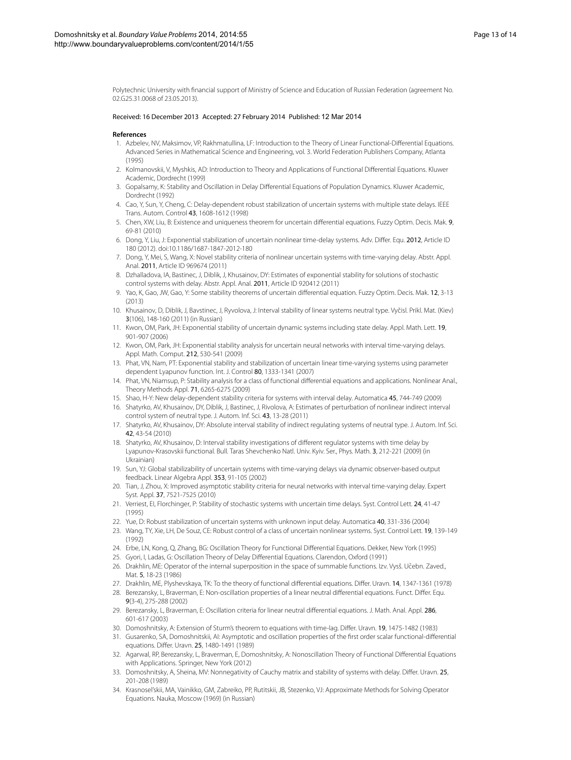Polytechnic University with financial support of Ministry of Science and Education of Russian Federation (agreement No. 02.G25.31.0068 of 23.05.2013).

Received: 16 December 2013 Accepted: 27 February 2014 Published: 12 Mar 2014

### References

1. Azbelev, NV, Maksimov, VP, Rakhmatullina, LF: Introduction to the Theory of Linear Functional-Differential Equations. Advanced Series in Mathematical Science and Engineering, vol. 3. World Federation Publishers Company, Atlanta (1995)
2. Kolmanovskii, V, Myshkis, AD: Introduction to Theory and Applications of Functional Differential Equations. Kluwer Academic, Dordrecht (1999)
3. Gopalsamy, K: Stability and Oscillation in Delay Differential Equations of Population Dynamics. Kluwer Academic, Dordrecht (1992)
4. Cao, Y, Sun, Y, Cheng, C: Delay-dependent robust stabilization of uncertain systems with multiple state delays. IEEE Trans. Autom. Control **43**, 1608-1612 (1998)
5. Chen, XW, Liu, B: Existence and uniqueness theorem for uncertain differential equations. Fuzzy Optim. Decis. Mak. **9**, 69-81 (2010)
6. Dong, Y, Liu, J: Exponential stabilization of uncertain nonlinear time-delay systems. Adv. Differ. Equ. **2012**, Article ID 180 (2012). doi:10.1186/1687-1847-2012-180
7. Dong, Y, Mei, S, Wang, X: Novel stability criteria of nonlinear uncertain systems with time-varying delay. Abstr. Appl. Anal. **2011**, Article ID 969674 (2011)
8. Dzhalladova, IA, Bastinec, J, Diblik, J, Khusainov, DY: Estimates of exponential stability for solutions of stochastic control systems with delay. Abstr. Appl. Anal. **2011**, Article ID 920412 (2011)
9. Yao, K, Gao, JW, Gao, Y: Some stability theorems of uncertain differential equation. Fuzzy Optim. Decis. Mak. **12**, 3-13 (2013)
10. Khusainov, D, Diblik, J, Bavstinec, J, Ryvolova, J: Interval stability of linear systems neutral type. Vyčisl. Prikl. Mat. (Kiev) **3**(106), 148-160 (2011) (in Russian)
11. Kwon, OM, Park, JH: Exponential stability of uncertain dynamic systems including state delay. Appl. Math. Lett. **19**, 901-907 (2006)
12. Kwon, OM, Park, JH: Exponential stability analysis for uncertain neural networks with interval time-varying delays. Appl. Math. Comput. **212**, 530-541 (2009)
13. Phat, VN, Nam, PT: Exponential stability and stabilization of uncertain linear time-varying systems using parameter dependent Lyapunov function. Int. J. Control **80**, 1333-1341 (2007)
14. Phat, VN, Niamsup, P: Stability analysis for a class of functional differential equations and applications. Nonlinear Anal., Theory Methods Appl. **71**, 6265-6275 (2009)
15. Shao, H-Y: New delay-dependent stability criteria for systems with interval delay. Automatica **45**, 744-749 (2009)
16. Shatyrko, AV, Khusainov, DY, Diblik, J, Bastinec, J, Rivolova, A: Estimates of perturbation of nonlinear indirect interval control system of neutral type. J. Autom. Inf. Sci. **43**, 13-28 (2011)
17. Shatyrko, AV, Khusainov, DY: Absolute interval stability of indirect regulating systems of neutral type. J. Autom. Inf. Sci. **42**, 43-54 (2010)
18. Shatyrko, AV, Khusainov, D: Interval stability investigations of different regulator systems with time delay by Lyapunov-Krasovskii functional. Bull. Taras Shevchenko Natl. Univ. Kyiv. Ser., Phys. Math. **3**, 212-221 (2009) (in Ukrainian)
19. Sun, YJ: Global stabilizability of uncertain systems with time-varying delays via dynamic observer-based output feedback. Linear Algebra Appl. **353**, 91-105 (2002)
20. Tian, J, Zhou, X: Improved asymptotic stability criteria for neural networks with interval time-varying delay. Expert Syst. Appl. **37**, 7521-7525 (2010)
21. Verriest, EI, Florchinger, P: Stability of stochastic systems with uncertain time delays. Syst. Control Lett. **24**, 41-47 (1995)
22. Yue, D: Robust stabilization of uncertain systems with unknown input delay. Automatica **40**, 331-336 (2004)
23. Wang, TY, Xie, LH, De Souz, CE: Robust control of a class of uncertain nonlinear systems. Syst. Control Lett. **19**, 139-149 (1992)
24. Erbe, LN, Kong, Q, Zhang, BG: Oscillation Theory for Functional Differential Equations. Dekker, New York (1995)
25. Gyori, I, Ladas, G: Oscillation Theory of Delay Differential Equations. Clarendon, Oxford (1991)
26. Drakhlin, ME: Operator of the internal superposition in the space of summable functions. Izv. Vysš. Učebn. Zaved., Mat. **5**, 18-23 (1986)
27. Drakhlin, ME, Plyshevskaya, TK: To the theory of functional differential equations. Differ. Uravn. **14**, 1347-1361 (1978)
28. Berezansky, L, Braverman, E: Non-oscillation properties of a linear neutral differential equations. Funct. Differ. Equ. **9**(3-4), 275-288 (2002)
29. Berezansky, L, Braverman, E: Oscillation criteria for linear neutral differential equations. J. Math. Anal. Appl. **286**, 601-617 (2003)
30. Domoshnitsky, A: Extension of Sturm's theorem to equations with time-lag. Differ. Uravn. **19**, 1475-1482 (1983)
31. Gusarenko, SA, Domoshnitskii, AI: Asymptotic and oscillation properties of the first order scalar functional-differential equations. Differ. Uravn. **25**, 1480-1491 (1989)
32. Agarwal, RP, Berezansky, L, Braverman, E, Domoshnitsky, A: Nonoscillation Theory of Functional Differential Equations with Applications. Springer, New York (2012)
33. Domoshnitsky, A, Sheina, MV: Nonnegativity of Cauchy matrix and stability of systems with delay. Differ. Uravn. **25**, 201-208 (1989)
34. Krasnosel'skii, MA, Vainikko, GM, Zabreiko, PP, Rutitskii, JB, Stezenko, VJ: Approximate Methods for Solving Operator Equations. Nauka, Moscow (1969) (in Russian)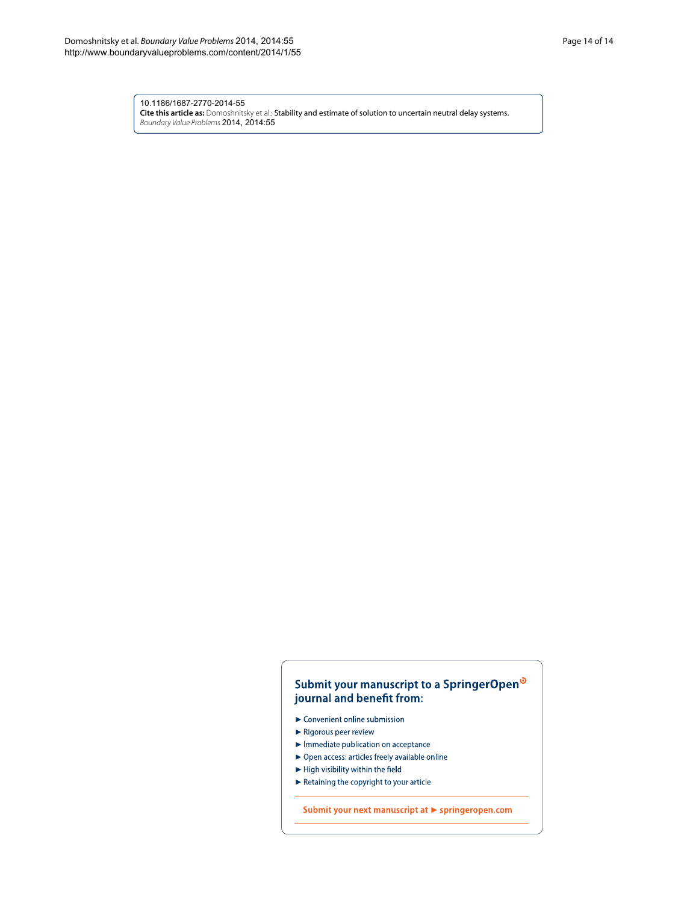10.1186/1687-2770-2014-55

**Cite this article as:** Domoshnitsky et al.: Stability and estimate of solution to uncertain neutral delay systems. *Boundary Value Problems* 2014, 2014:55

**Submit your manuscript to a SpringerOpen journal and benefit from:**

- ► Convenient online submission
- ► Rigorous peer review
- ► Immediate publication on acceptance
- ► Open access: articles freely available online
- ► High visibility within the field
- ► Retaining the copyright to your article

**Submit your next manuscript at ► springeropen.com**